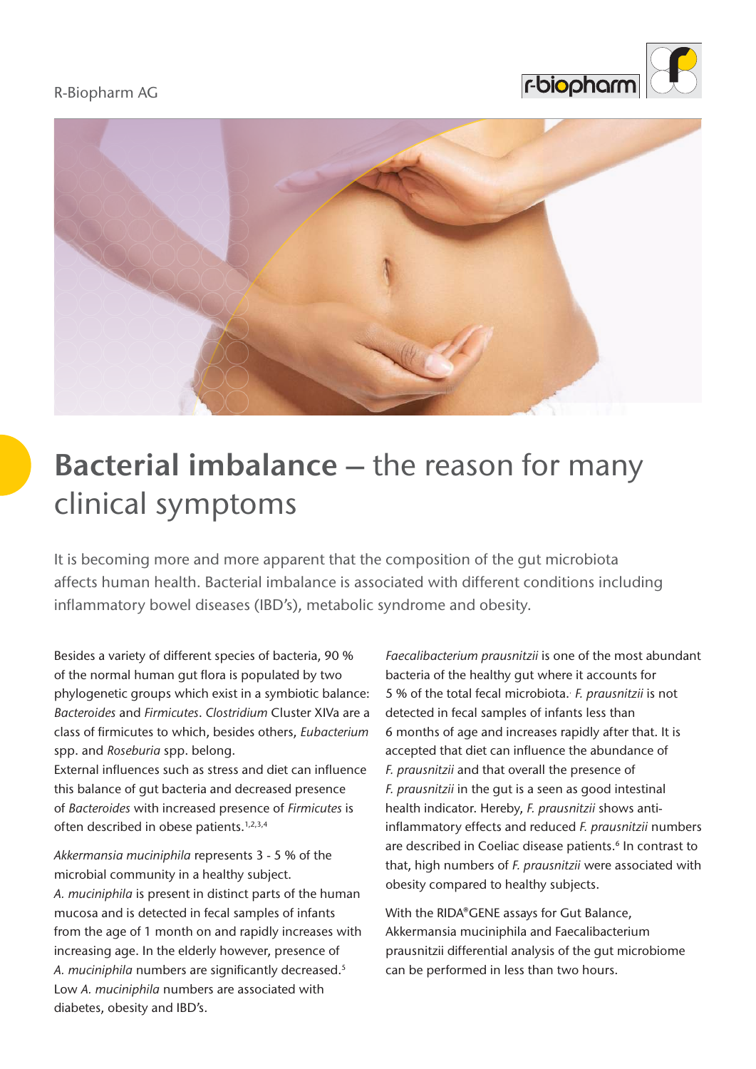R-Biopharm AG

# **Bacterial imbalance** – the reason for many clinical symptoms

It is becoming more and more apparent that the composition of the gut microbiota affects human health. Bacterial imbalance is associated with different conditions including inflammatory bowel diseases (IBD's), metabolic syndrome and obesity.

Besides a variety of different species of bacteria, 90 % of the normal human gut flora is populated by two phylogenetic groups which exist in a symbiotic balance: *Bacteroides* and *Firmicutes*. *Clostridium* Cluster XIVa are a class of firmicutes to which, besides others, *Eubacterium* spp. and *Roseburia* spp. belong.
External influences such as stress and diet can influence this balance of gut bacteria and decreased presence of *Bacteroides* with increased presence of *Firmicutes* is often described in obese patients.[1,2,3,4]

*Akkermansia muciniphila* represents 3 - 5 % of the microbial community in a healthy subject.
*A. muciniphila* is present in distinct parts of the human mucosa and is detected in fecal samples of infants from the age of 1 month on and rapidly increases with increasing age. In the elderly however, presence of *A. muciniphila* numbers are significantly decreased.[5]
Low *A. muciniphila* numbers are associated with diabetes, obesity and IBD's.

*Faecalibacterium prausnitzii* is one of the most abundant bacteria of the healthy gut where it accounts for 5 % of the total fecal microbiota. *F. prausnitzii* is not detected in fecal samples of infants less than 6 months of age and increases rapidly after that. It is accepted that diet can influence the abundance of *F. prausnitzii* and that overall the presence of *F. prausnitzii* in the gut is a seen as good intestinal health indicator. Hereby, *F. prausnitzii* shows anti-inflammatory effects and reduced *F. prausnitzii* numbers are described in Coeliac disease patients.[6] In contrast to that, high numbers of *F. prausnitzii* were associated with obesity compared to healthy subjects.

With the RIDA®GENE assays for Gut Balance, Akkermansia muciniphila and Faecalibacterium prausnitzii differential analysis of the gut microbiome can be performed in less than two hours.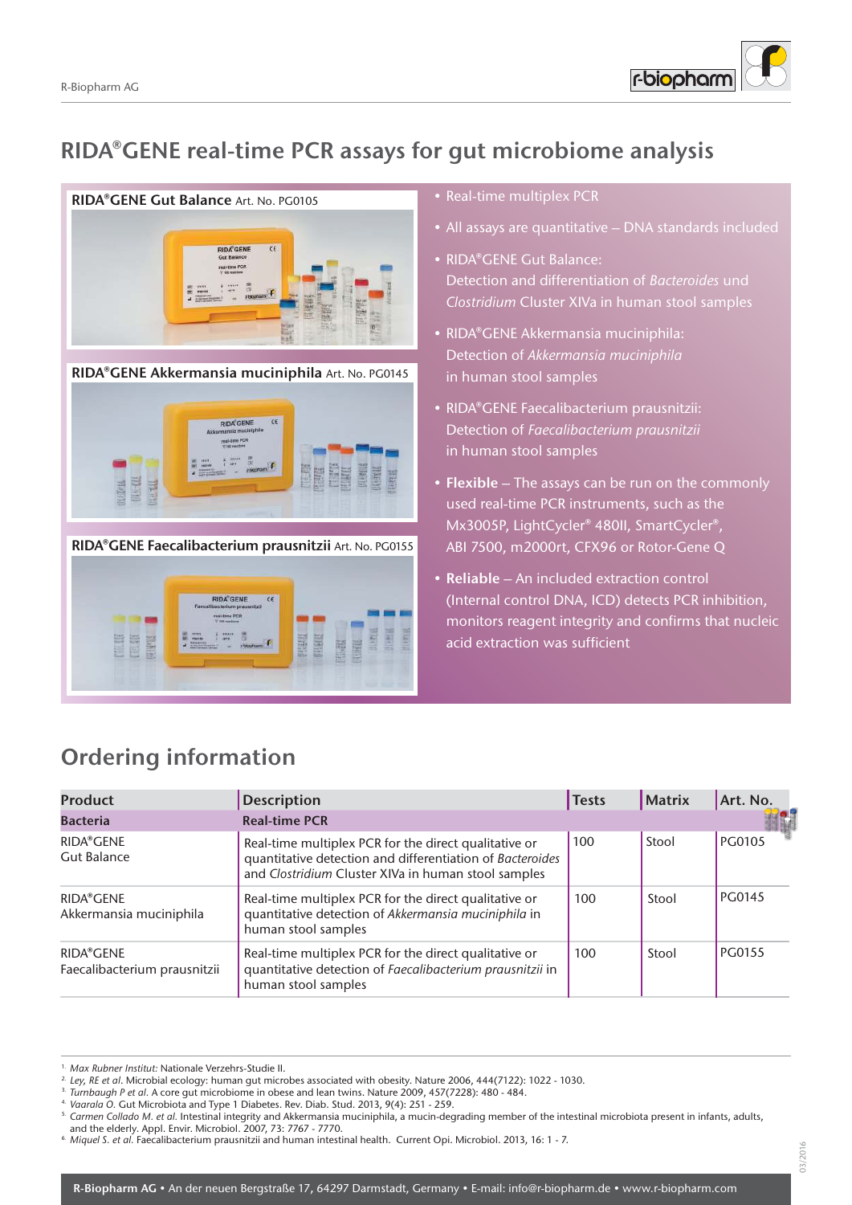# RIDA®GENE real-time PCR assays for gut microbiome analysis

**RIDA®GENE Gut Balance** Art. No. PG0105

**RIDA®GENE Akkermansia muciniphila** Art. No. PG0145

**RIDA®GENE Faecalibacterium prausnitzii** Art. No. PG0155

- Real-time multiplex PCR
- All assays are quantitative – DNA standards included
- RIDA®GENE Gut Balance: Detection and differentiation of *Bacteroides* und *Clostridium* Cluster XIVa in human stool samples
- RIDA®GENE Akkermansia muciniphila: Detection of *Akkermansia muciniphila* in human stool samples
- RIDA®GENE Faecalibacterium prausnitzii: Detection of *Faecalibacterium prausnitzii* in human stool samples
- **Flexible** – The assays can be run on the commonly used real-time PCR instruments, such as the Mx3005P, LightCycler® 480II, SmartCycler®, ABI 7500, m2000rt, CFX96 or Rotor-Gene Q
- **Reliable** – An included extraction control (Internal control DNA, ICD) detects PCR inhibition, monitors reagent integrity and confirms that nucleic acid extraction was sufficient

## Ordering information

| Product | Description | Tests | Matrix | Art. No. |
|---|---|---|---|---|
| **Bacteria** | **Real-time PCR** | | | |
| RIDA®GENE Gut Balance | Real-time multiplex PCR for the direct qualitative or quantitative detection and differentiation of *Bacteroides* and *Clostridium* Cluster XIVa in human stool samples | 100 | Stool | PG0105 |
| RIDA®GENE Akkermansia muciniphila | Real-time multiplex PCR for the direct qualitative or quantitative detection of *Akkermansia muciniphila* in human stool samples | 100 | Stool | PG0145 |
| RIDA®GENE Faecalibacterium prausnitzii | Real-time multiplex PCR for the direct qualitative or quantitative detection of *Faecalibacterium prausnitzii* in human stool samples | 100 | Stool | PG0155 |

1. *Max Rubner Institut:* Nationale Verzehrs-Studie II.
2. *Ley, RE et al.* Microbial ecology: human gut microbes associated with obesity. Nature 2006, 444(7122): 1022 - 1030.
3. *Turnbaugh P et al.* A core gut microbiome in obese and lean twins. Nature 2009, 457(7228): 480 - 484.
4. *Vaarala O.* Gut Microbiota and Type 1 Diabetes. Rev. Diab. Stud. 2013, 9(4): 251 - 259.
5. *Carmen Collado M. et al.* Intestinal integrity and Akkermansia muciniphila, a mucin-degrading member of the intestinal microbiota present in infants, adults, and the elderly. Appl. Envir. Microbiol. 2007, 73: 7767 - 7770.
6. *Miquel S. et al.* Faecalibacterium prausnitzii and human intestinal health. Current Opi. Microbiol. 2013, 16: 1 - 7.

03/2016

**R-Biopharm AG** • An der neuen Bergstraße 17, 64297 Darmstadt, Germany • E-mail: info@r-biopharm.de • www.r-biopharm.com